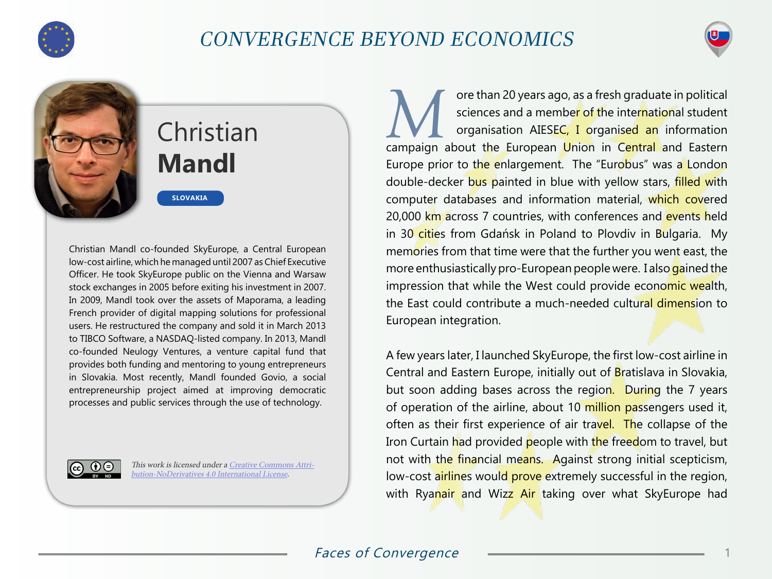# Christian **Mandl**

**SLOVAKIA**

Christian Mandl co-founded SkyEurope, a Central European low-cost airline, which he managed until 2007 as Chief Executive Officer. He took SkyEurope public on the Vienna and Warsaw stock exchanges in 2005 before exiting his investment in 2007. In 2009, Mandl took over the assets of Maporama, a leading French provider of digital mapping solutions for professional users. He restructured the company and sold it in March 2013 to TIBCO Software, a NASDAQ-listed company. In 2013, Mandl co-founded Neulogy Ventures, a venture capital fund that provides both funding and mentoring to young entrepreneurs in Slovakia. Most recently, Mandl founded Govio, a social entrepreneurship project aimed at improving democratic processes and public services through the use of technology.

*This work is licensed under a [Creative Commons Attribution-NoDerivatives 4.0 International License](https://creativecommons.org/licenses/by-nd/4.0/).*

More than 20 years ago, as a fresh graduate in political sciences and a member of the international student organisation AIESEC, I organised an information campaign about the European Union in Central and Eastern Europe prior to the enlargement. The "Eurobus" was a London double-decker bus painted in blue with yellow stars, filled with computer databases and information material, which covered 20,000 km across 7 countries, with conferences and events held in 30 cities from Gdańsk in Poland to Plovdiv in Bulgaria. My memories from that time were that the further you went east, the more enthusiastically pro-European people were. I also gained the impression that while the West could provide economic wealth, the East could contribute a much-needed cultural dimension to European integration.

A few years later, I launched SkyEurope, the first low-cost airline in Central and Eastern Europe, initially out of Bratislava in Slovakia, but soon adding bases across the region. During the 7 years of operation of the airline, about 10 million passengers used it, often as their first experience of air travel. The collapse of the Iron Curtain had provided people with the freedom to travel, but not with the financial means. Against strong initial scepticism, low-cost airlines would prove extremely successful in the region, with Ryanair and Wizz Air taking over what SkyEurope had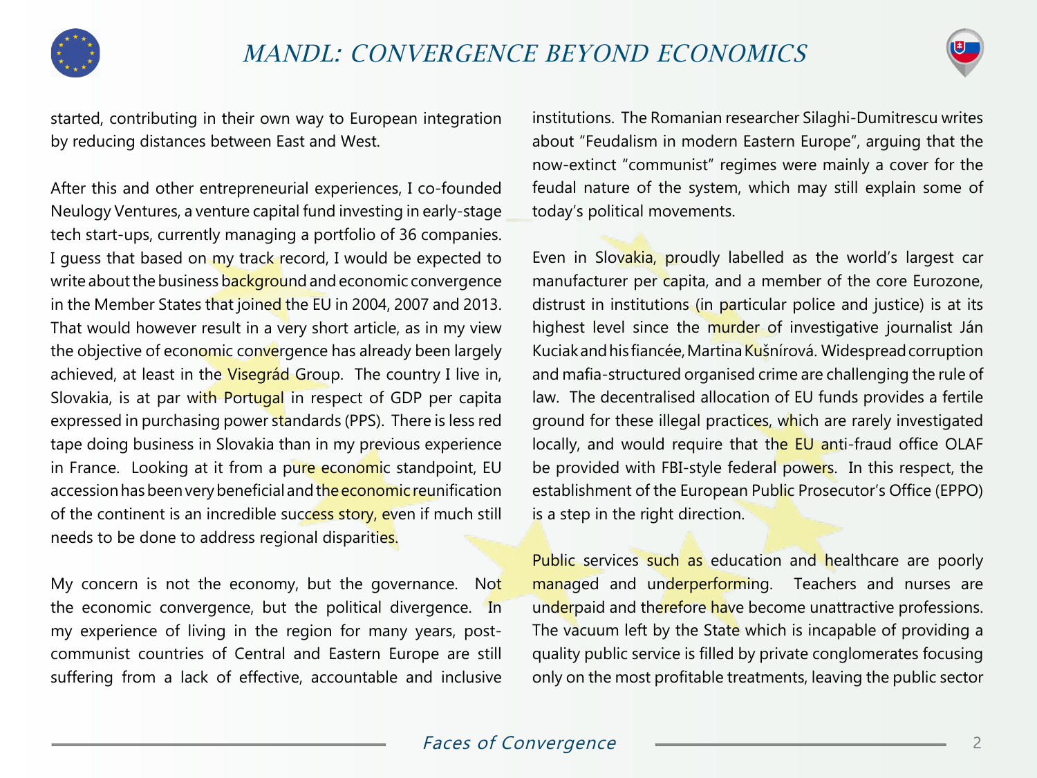started, contributing in their own way to European integration by reducing distances between East and West.

After this and other entrepreneurial experiences, I co-founded Neulogy Ventures, a venture capital fund investing in early-stage tech start-ups, currently managing a portfolio of 36 companies. I guess that based on my track record, I would be expected to write about the business background and economic convergence in the Member States that joined the EU in 2004, 2007 and 2013. That would however result in a very short article, as in my view the objective of economic convergence has already been largely achieved, at least in the Visegrád Group. The country I live in, Slovakia, is at par with Portugal in respect of GDP per capita expressed in purchasing power standards (PPS). There is less red tape doing business in Slovakia than in my previous experience in France. Looking at it from a pure economic standpoint, EU accession has been very beneficial and the economic reunification of the continent is an incredible success story, even if much still needs to be done to address regional disparities.

My concern is not the economy, but the governance. Not the economic convergence, but the political divergence. In my experience of living in the region for many years, post-communist countries of Central and Eastern Europe are still suffering from a lack of effective, accountable and inclusive institutions. The Romanian researcher Silaghi-Dumitrescu writes about "Feudalism in modern Eastern Europe", arguing that the now-extinct "communist" regimes were mainly a cover for the feudal nature of the system, which may still explain some of today's political movements.

Even in Slovakia, proudly labelled as the world's largest car manufacturer per capita, and a member of the core Eurozone, distrust in institutions (in particular police and justice) is at its highest level since the murder of investigative journalist Ján Kuciak and his fiancée, Martina Kušnírová. Widespread corruption and mafia-structured organised crime are challenging the rule of law. The decentralised allocation of EU funds provides a fertile ground for these illegal practices, which are rarely investigated locally, and would require that the EU anti-fraud office OLAF be provided with FBI-style federal powers. In this respect, the establishment of the European Public Prosecutor's Office (EPPO) is a step in the right direction.

Public services such as education and healthcare are poorly managed and underperforming. Teachers and nurses are underpaid and therefore have become unattractive professions. The vacuum left by the State which is incapable of providing a quality public service is filled by private conglomerates focusing only on the most profitable treatments, leaving the public sector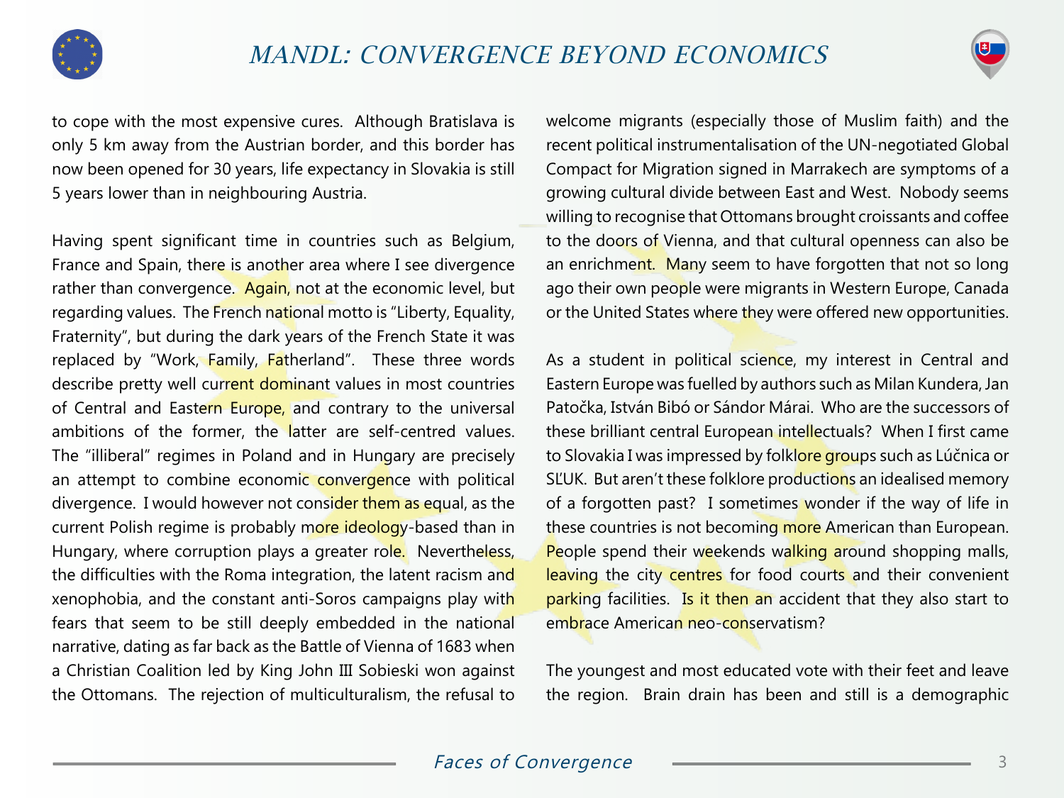to cope with the most expensive cures. Although Bratislava is only 5 km away from the Austrian border, and this border has now been opened for 30 years, life expectancy in Slovakia is still 5 years lower than in neighbouring Austria.

Having spent significant time in countries such as Belgium, France and Spain, there is another area where I see divergence rather than convergence. Again, not at the economic level, but regarding values. The French national motto is "Liberty, Equality, Fraternity", but during the dark years of the French State it was replaced by "Work, Family, Fatherland". These three words describe pretty well current dominant values in most countries of Central and Eastern Europe, and contrary to the universal ambitions of the former, the latter are self-centred values. The "illiberal" regimes in Poland and in Hungary are precisely an attempt to combine economic convergence with political divergence. I would however not consider them as equal, as the current Polish regime is probably more ideology-based than in Hungary, where corruption plays a greater role. Nevertheless, the difficulties with the Roma integration, the latent racism and xenophobia, and the constant anti-Soros campaigns play with fears that seem to be still deeply embedded in the national narrative, dating as far back as the Battle of Vienna of 1683 when a Christian Coalition led by King John III Sobieski won against the Ottomans. The rejection of multiculturalism, the refusal to welcome migrants (especially those of Muslim faith) and the recent political instrumentalisation of the UN-negotiated Global Compact for Migration signed in Marrakech are symptoms of a growing cultural divide between East and West. Nobody seems willing to recognise that Ottomans brought croissants and coffee to the doors of Vienna, and that cultural openness can also be an enrichment. Many seem to have forgotten that not so long ago their own people were migrants in Western Europe, Canada or the United States where they were offered new opportunities.

As a student in political science, my interest in Central and Eastern Europe was fuelled by authors such as Milan Kundera, Jan Patočka, István Bibó or Sándor Márai. Who are the successors of these brilliant central European intellectuals? When I first came to Slovakia I was impressed by folklore groups such as Lúčnica or SĽUK. But aren't these folklore productions an idealised memory of a forgotten past? I sometimes wonder if the way of life in these countries is not becoming more American than European. People spend their weekends walking around shopping malls, leaving the city centres for food courts and their convenient parking facilities. Is it then an accident that they also start to embrace American neo-conservatism?

The youngest and most educated vote with their feet and leave the region. Brain drain has been and still is a demographic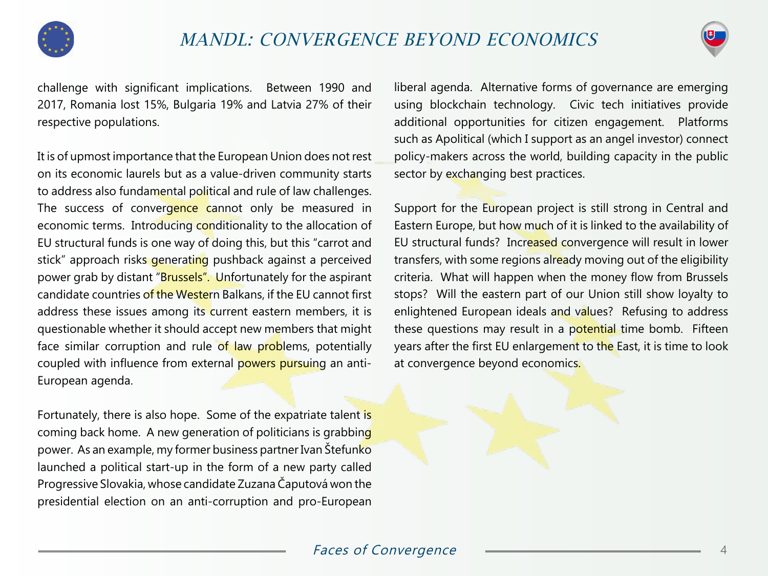challenge with significant implications. Between 1990 and 2017, Romania lost 15%, Bulgaria 19% and Latvia 27% of their respective populations.

It is of upmost importance that the European Union does not rest on its economic laurels but as a value-driven community starts to address also fundamental political and rule of law challenges. The success of convergence cannot only be measured in economic terms. Introducing conditionality to the allocation of EU structural funds is one way of doing this, but this "carrot and stick" approach risks generating pushback against a perceived power grab by distant "Brussels". Unfortunately for the aspirant candidate countries of the Western Balkans, if the EU cannot first address these issues among its current eastern members, it is questionable whether it should accept new members that might face similar corruption and rule of law problems, potentially coupled with influence from external powers pursuing an anti-European agenda.

Fortunately, there is also hope. Some of the expatriate talent is coming back home. A new generation of politicians is grabbing power. As an example, my former business partner Ivan Štefunko launched a political start-up in the form of a new party called Progressive Slovakia, whose candidate Zuzana Čaputová won the presidential election on an anti-corruption and pro-European liberal agenda. Alternative forms of governance are emerging using blockchain technology. Civic tech initiatives provide additional opportunities for citizen engagement. Platforms such as Apolitical (which I support as an angel investor) connect policy-makers across the world, building capacity in the public sector by exchanging best practices.

Support for the European project is still strong in Central and Eastern Europe, but how much of it is linked to the availability of EU structural funds? Increased convergence will result in lower transfers, with some regions already moving out of the eligibility criteria. What will happen when the money flow from Brussels stops? Will the eastern part of our Union still show loyalty to enlightened European ideals and values? Refusing to address these questions may result in a potential time bomb. Fifteen years after the first EU enlargement to the East, it is time to look at convergence beyond economics.